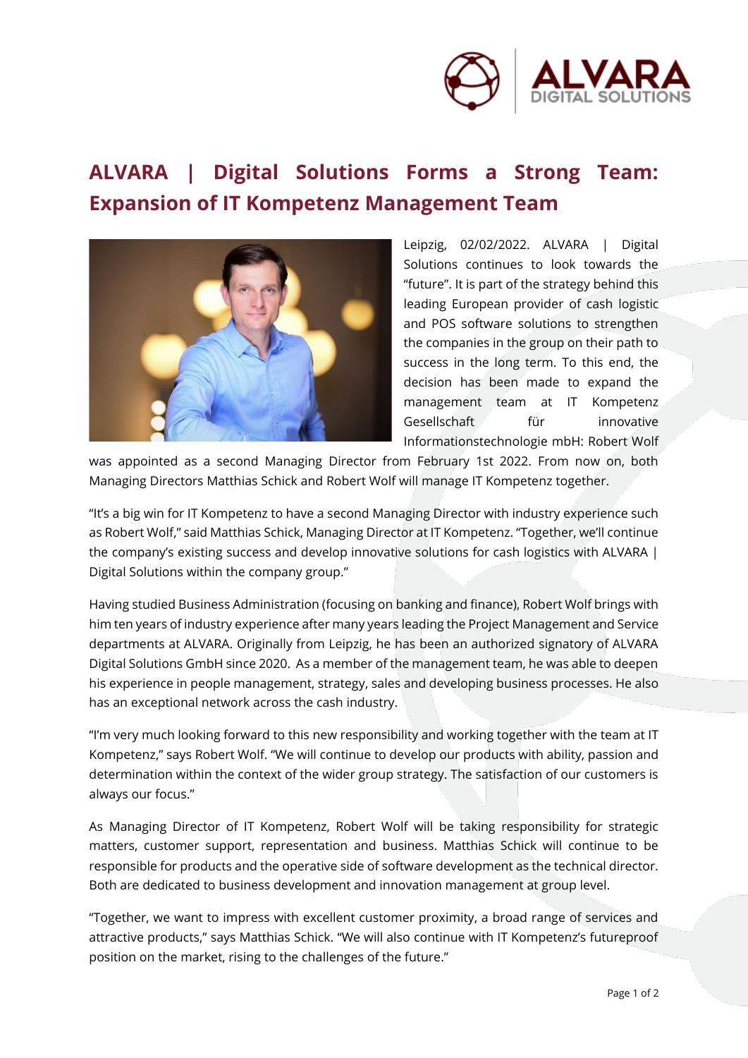# ALVARA | Digital Solutions Forms a Strong Team: Expansion of IT Kompetenz Management Team

Leipzig, 02/02/2022. ALVARA | Digital Solutions continues to look towards the "future". It is part of the strategy behind this leading European provider of cash logistic and POS software solutions to strengthen the companies in the group on their path to success in the long term. To this end, the decision has been made to expand the management team at IT Kompetenz Gesellschaft für innovative Informationstechnologie mbH: Robert Wolf was appointed as a second Managing Director from February 1st 2022. From now on, both Managing Directors Matthias Schick and Robert Wolf will manage IT Kompetenz together.

"It's a big win for IT Kompetenz to have a second Managing Director with industry experience such as Robert Wolf," said Matthias Schick, Managing Director at IT Kompetenz. "Together, we'll continue the company's existing success and develop innovative solutions for cash logistics with ALVARA | Digital Solutions within the company group."

Having studied Business Administration (focusing on banking and finance), Robert Wolf brings with him ten years of industry experience after many years leading the Project Management and Service departments at ALVARA. Originally from Leipzig, he has been an authorized signatory of ALVARA Digital Solutions GmbH since 2020. As a member of the management team, he was able to deepen his experience in people management, strategy, sales and developing business processes. He also has an exceptional network across the cash industry.

"I'm very much looking forward to this new responsibility and working together with the team at IT Kompetenz," says Robert Wolf. "We will continue to develop our products with ability, passion and determination within the context of the wider group strategy. The satisfaction of our customers is always our focus."

As Managing Director of IT Kompetenz, Robert Wolf will be taking responsibility for strategic matters, customer support, representation and business. Matthias Schick will continue to be responsible for products and the operative side of software development as the technical director. Both are dedicated to business development and innovation management at group level.

"Together, we want to impress with excellent customer proximity, a broad range of services and attractive products," says Matthias Schick. "We will also continue with IT Kompetenz's futureproof position on the market, rising to the challenges of the future."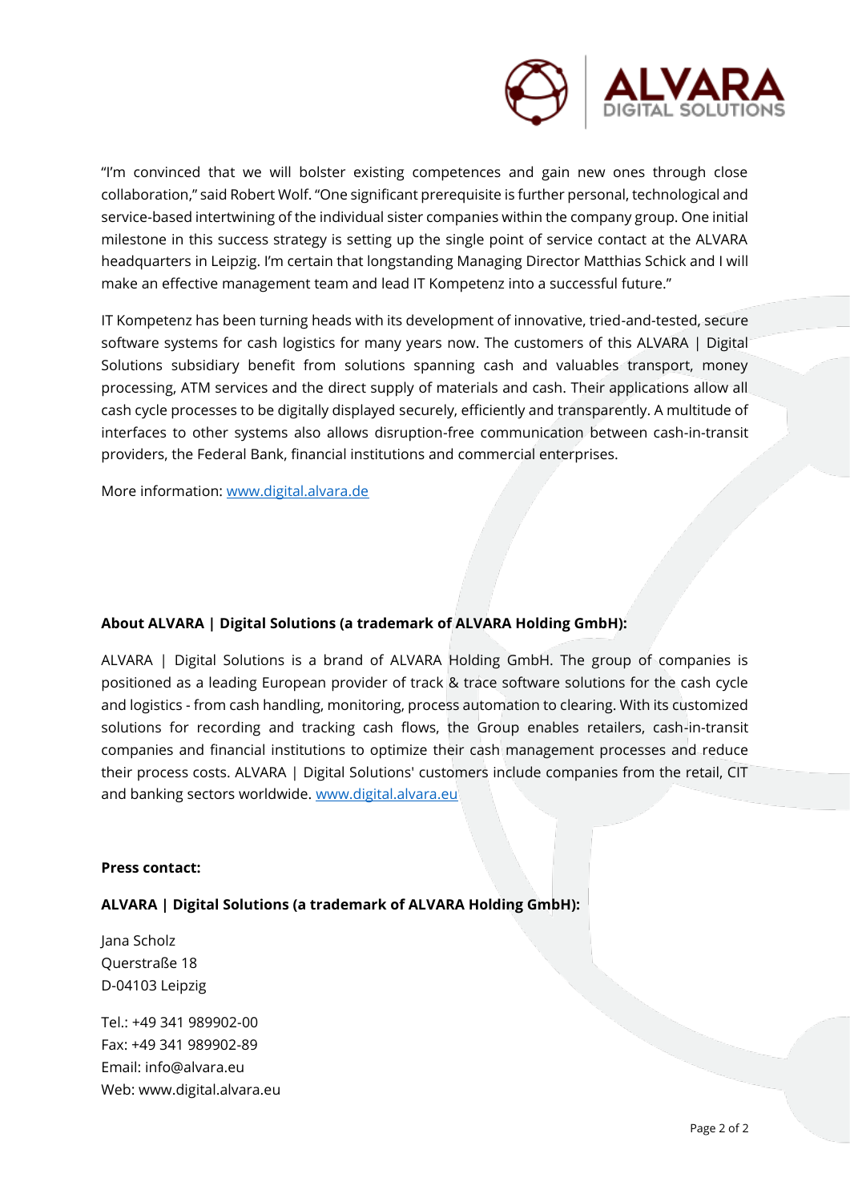"I'm convinced that we will bolster existing competences and gain new ones through close collaboration," said Robert Wolf. "One significant prerequisite is further personal, technological and service-based intertwining of the individual sister companies within the company group. One initial milestone in this success strategy is setting up the single point of service contact at the ALVARA headquarters in Leipzig. I'm certain that longstanding Managing Director Matthias Schick and I will make an effective management team and lead IT Kompetenz into a successful future."

IT Kompetenz has been turning heads with its development of innovative, tried-and-tested, secure software systems for cash logistics for many years now. The customers of this ALVARA | Digital Solutions subsidiary benefit from solutions spanning cash and valuables transport, money processing, ATM services and the direct supply of materials and cash. Their applications allow all cash cycle processes to be digitally displayed securely, efficiently and transparently. A multitude of interfaces to other systems also allows disruption-free communication between cash-in-transit providers, the Federal Bank, financial institutions and commercial enterprises.

More information: [www.digital.alvara.de](http://www.digital.alvara.de)

**About ALVARA | Digital Solutions (a trademark of ALVARA Holding GmbH):**

ALVARA | Digital Solutions is a brand of ALVARA Holding GmbH. The group of companies is positioned as a leading European provider of track & trace software solutions for the cash cycle and logistics - from cash handling, monitoring, process automation to clearing. With its customized solutions for recording and tracking cash flows, the Group enables retailers, cash-in-transit companies and financial institutions to optimize their cash management processes and reduce their process costs. ALVARA | Digital Solutions' customers include companies from the retail, CIT and banking sectors worldwide. [www.digital.alvara.eu](http://www.digital.alvara.eu)

**Press contact:**

**ALVARA | Digital Solutions (a trademark of ALVARA Holding GmbH):**

Jana Scholz
Querstraße 18
D-04103 Leipzig

Tel.: +49 341 989902-00
Fax: +49 341 989902-89
Email: info@alvara.eu
Web: www.digital.alvara.eu